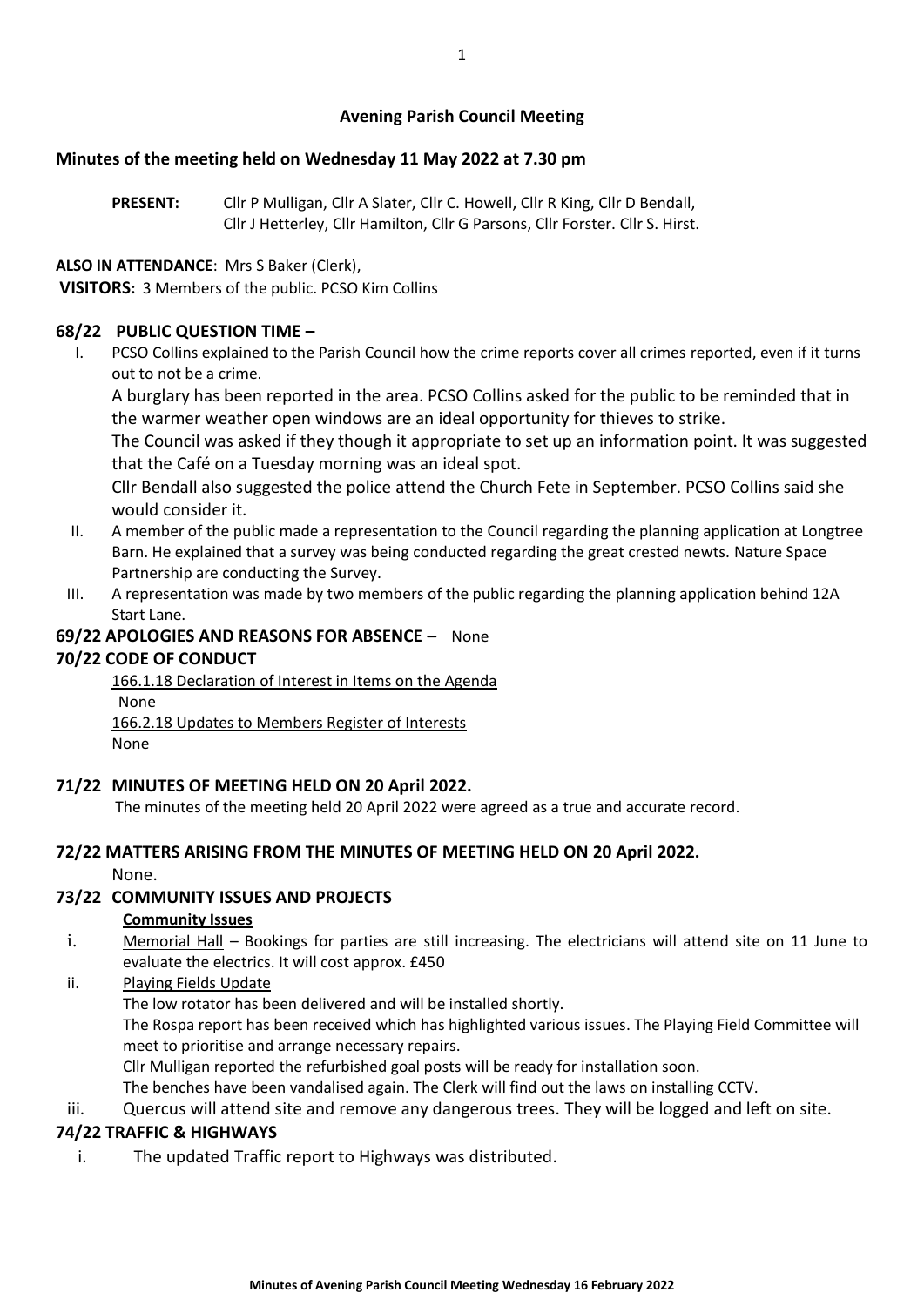# Avening Parish Council Meeting

## Minutes of the meeting held on Wednesday 11 May 2022 at 7.30 pm

**PRESENT:** Cllr P Mulligan, Cllr A Slater, Cllr C. Howell, Cllr R King, Cllr D Bendall, Cllr J Hetterley, Cllr Hamilton, Cllr G Parsons, Cllr Forster. Cllr S. Hirst.

**ALSO IN ATTENDANCE**: Mrs S Baker (Clerk),

**VISITORS:** 3 Members of the public. PCSO Kim Collins

### 68/22 PUBLIC QUESTION TIME –

I. PCSO Collins explained to the Parish Council how the crime reports cover all crimes reported, even if it turns out to not be a crime.

   A burglary has been reported in the area. PCSO Collins asked for the public to be reminded that in the warmer weather open windows are an ideal opportunity for thieves to strike.

   The Council was asked if they though it appropriate to set up an information point. It was suggested that the Café on a Tuesday morning was an ideal spot.

   Cllr Bendall also suggested the police attend the Church Fete in September. PCSO Collins said she would consider it.

II. A member of the public made a representation to the Council regarding the planning application at Longtree Barn. He explained that a survey was being conducted regarding the great crested newts. Nature Space Partnership are conducting the Survey.

III. A representation was made by two members of the public regarding the planning application behind 12A Start Lane.

### 69/22 APOLOGIES AND REASONS FOR ABSENCE – None

### 70/22 CODE OF CONDUCT

166.1.18 Declaration of Interest in Items on the Agenda

None

166.2.18 Updates to Members Register of Interests

None

### 71/22 MINUTES OF MEETING HELD ON 20 April 2022.

The minutes of the meeting held 20 April 2022 were agreed as a true and accurate record.

### 72/22 MATTERS ARISING FROM THE MINUTES OF MEETING HELD ON 20 April 2022.

None.

### 73/22 COMMUNITY ISSUES AND PROJECTS

**Community Issues**

i. Memorial Hall – Bookings for parties are still increasing. The electricians will attend site on 11 June to evaluate the electrics. It will cost approx. £450

ii. Playing Fields Update

   The low rotator has been delivered and will be installed shortly.

   The Rospa report has been received which has highlighted various issues. The Playing Field Committee will meet to prioritise and arrange necessary repairs.

   Cllr Mulligan reported the refurbished goal posts will be ready for installation soon.

   The benches have been vandalised again. The Clerk will find out the laws on installing CCTV.

iii. Quercus will attend site and remove any dangerous trees. They will be logged and left on site.

### 74/22 TRAFFIC & HIGHWAYS

i. The updated Traffic report to Highways was distributed.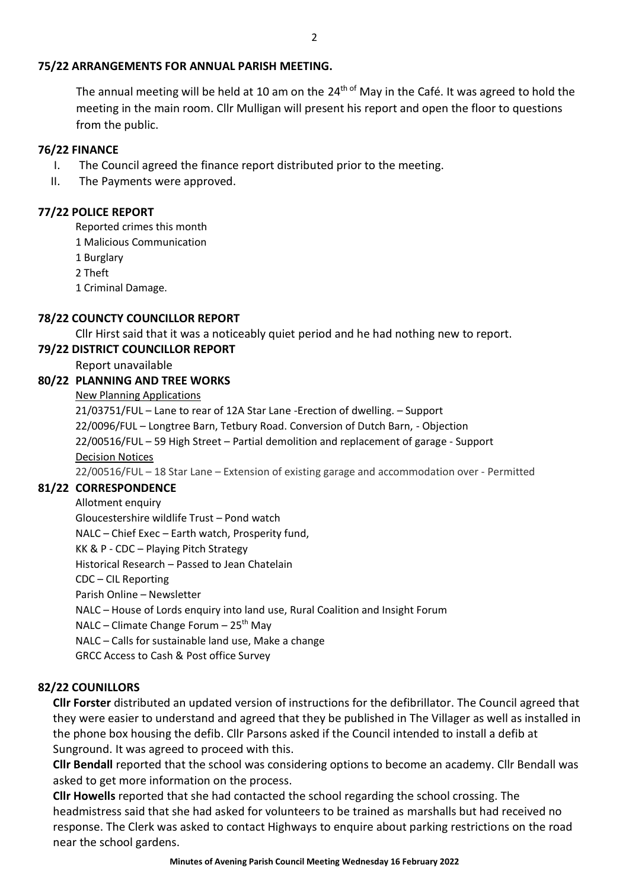### 75/22 ARRANGEMENTS FOR ANNUAL PARISH MEETING.

The annual meeting will be held at 10 am on the 24th of May in the Café. It was agreed to hold the meeting in the main room. Cllr Mulligan will present his report and open the floor to questions from the public.

### 76/22 FINANCE

I. The Council agreed the finance report distributed prior to the meeting.
II. The Payments were approved.

### 77/22 POLICE REPORT

Reported crimes this month
1 Malicious Communication
1 Burglary
2 Theft
1 Criminal Damage.

### 78/22 COUNCTY COUNCILLOR REPORT

Cllr Hirst said that it was a noticeably quiet period and he had nothing new to report.

### 79/22 DISTRICT COUNCILLOR REPORT

Report unavailable

### 80/22 PLANNING AND TREE WORKS

New Planning Applications

21/03751/FUL – Lane to rear of 12A Star Lane -Erection of dwelling. – Support
22/0096/FUL – Longtree Barn, Tetbury Road. Conversion of Dutch Barn, - Objection
22/00516/FUL – 59 High Street – Partial demolition and replacement of garage - Support

Decision Notices

22/00516/FUL – 18 Star Lane – Extension of existing garage and accommodation over - Permitted

### 81/22 CORRESPONDENCE

Allotment enquiry
Gloucestershire wildlife Trust – Pond watch
NALC – Chief Exec – Earth watch, Prosperity fund,
KK & P - CDC – Playing Pitch Strategy
Historical Research – Passed to Jean Chatelain
CDC – CIL Reporting
Parish Online – Newsletter
NALC – House of Lords enquiry into land use, Rural Coalition and Insight Forum
NALC – Climate Change Forum – 25th May
NALC – Calls for sustainable land use, Make a change
GRCC Access to Cash & Post office Survey

### 82/22 COUNILLORS

**Cllr Forster** distributed an updated version of instructions for the defibrillator. The Council agreed that they were easier to understand and agreed that they be published in The Villager as well as installed in the phone box housing the defib. Cllr Parsons asked if the Council intended to install a defib at Sunground. It was agreed to proceed with this.

**Cllr Bendall** reported that the school was considering options to become an academy. Cllr Bendall was asked to get more information on the process.

**Cllr Howells** reported that she had contacted the school regarding the school crossing. The headmistress said that she had asked for volunteers to be trained as marshalls but had received no response. The Clerk was asked to contact Highways to enquire about parking restrictions on the road near the school gardens.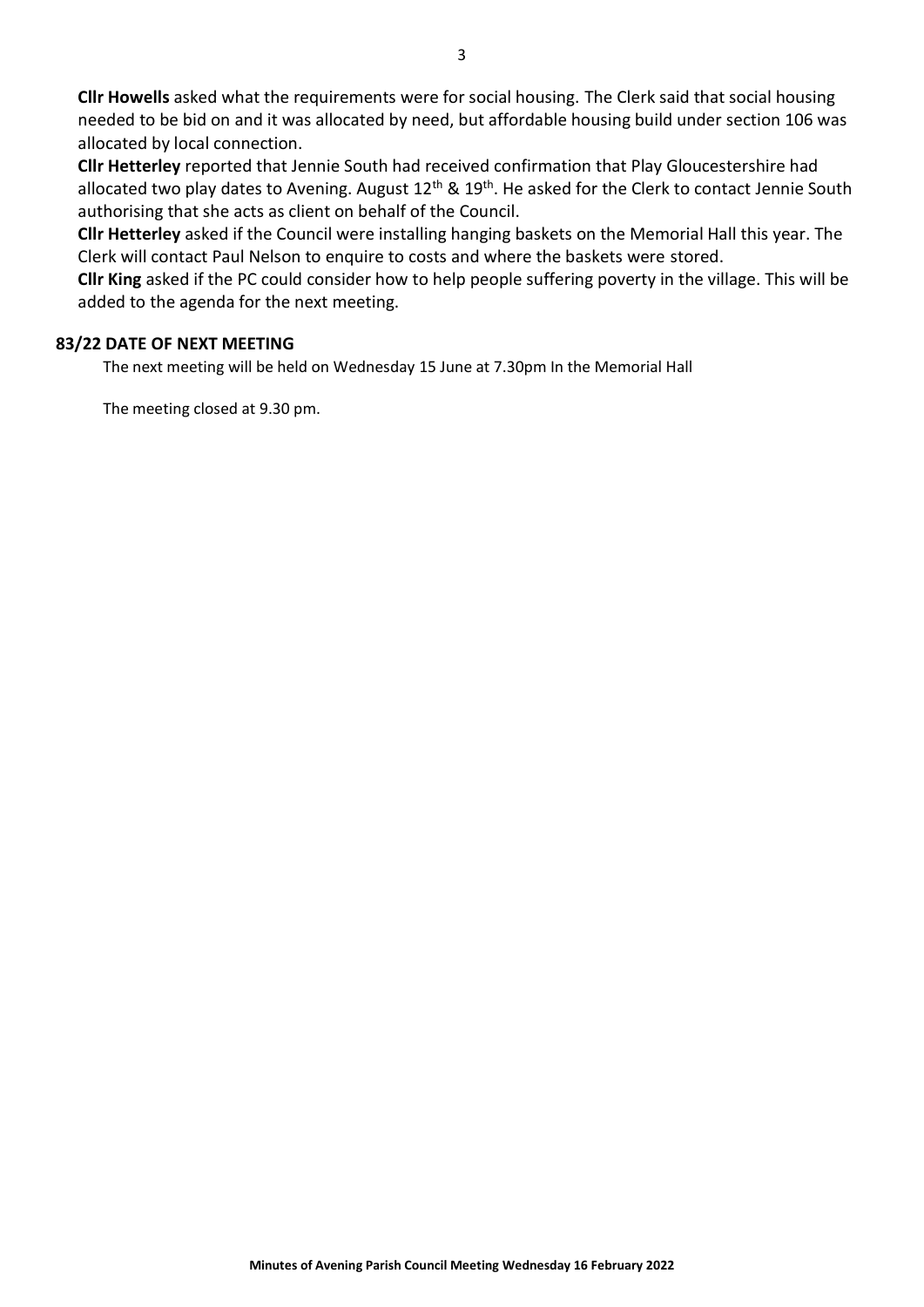**Cllr Howells** asked what the requirements were for social housing. The Clerk said that social housing needed to be bid on and it was allocated by need, but affordable housing build under section 106 was allocated by local connection.

**Cllr Hetterley** reported that Jennie South had received confirmation that Play Gloucestershire had allocated two play dates to Avening. August 12th & 19th. He asked for the Clerk to contact Jennie South authorising that she acts as client on behalf of the Council.

**Cllr Hetterley** asked if the Council were installing hanging baskets on the Memorial Hall this year. The Clerk will contact Paul Nelson to enquire to costs and where the baskets were stored.

**Cllr King** asked if the PC could consider how to help people suffering poverty in the village. This will be added to the agenda for the next meeting.

## 83/22 DATE OF NEXT MEETING

The next meeting will be held on Wednesday 15 June at 7.30pm In the Memorial Hall

The meeting closed at 9.30 pm.